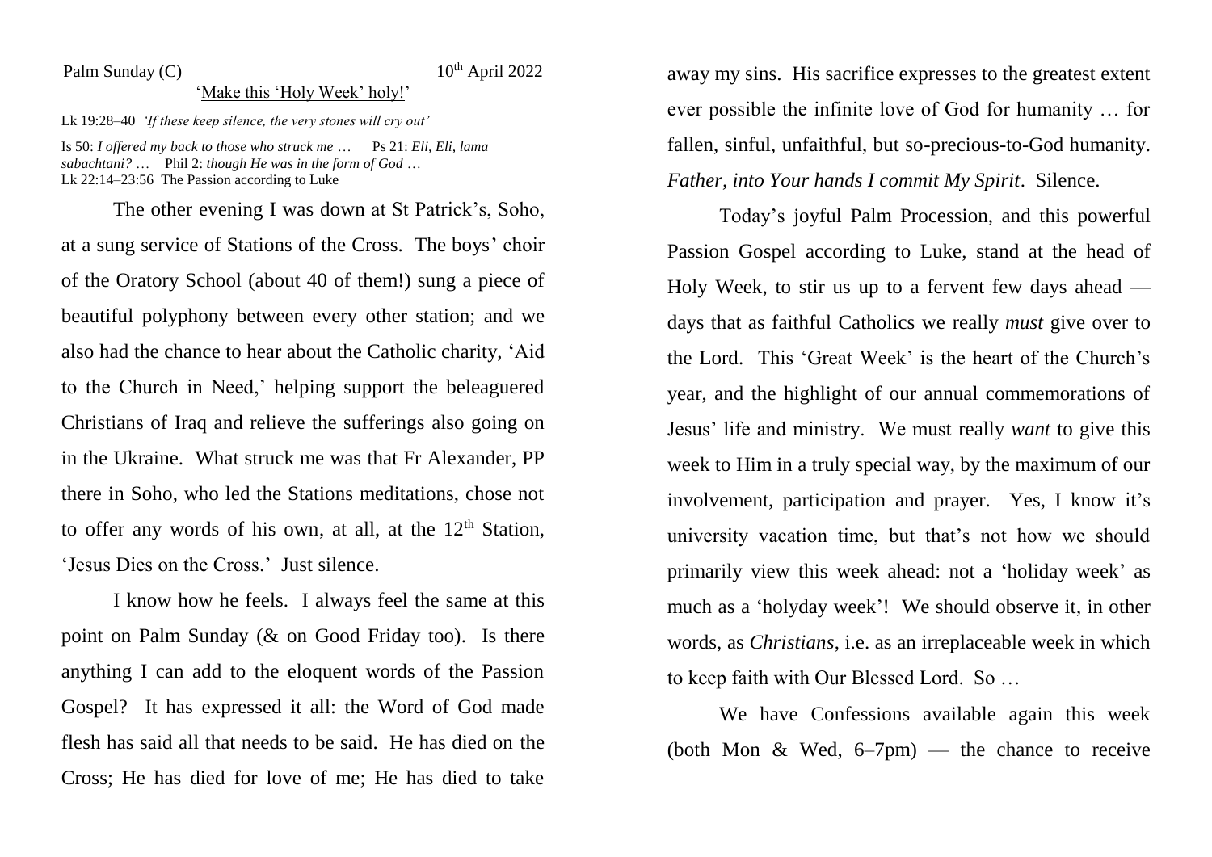Palm Sunday (C) 10th April 2022

'Make this 'Holy Week' holy!'

Lk 19:28–40 *'If these keep silence, the very stones will cry out'*

Is 50: *I offered my back to those who struck me …* Ps 21: *Eli, Eli, lama sabachtani? …* Phil 2: *though He was in the form of God …*
Lk 22:14–23:56 The Passion according to Luke

The other evening I was down at St Patrick's, Soho, at a sung service of Stations of the Cross. The boys' choir of the Oratory School (about 40 of them!) sung a piece of beautiful polyphony between every other station; and we also had the chance to hear about the Catholic charity, 'Aid to the Church in Need,' helping support the beleaguered Christians of Iraq and relieve the sufferings also going on in the Ukraine. What struck me was that Fr Alexander, PP there in Soho, who led the Stations meditations, chose not to offer any words of his own, at all, at the 12th Station, 'Jesus Dies on the Cross.' Just silence.

I know how he feels. I always feel the same at this point on Palm Sunday (& on Good Friday too). Is there anything I can add to the eloquent words of the Passion Gospel? It has expressed it all: the Word of God made flesh has said all that needs to be said. He has died on the Cross; He has died for love of me; He has died to take away my sins. His sacrifice expresses to the greatest extent ever possible the infinite love of God for humanity … for fallen, sinful, unfaithful, but so-precious-to-God humanity. *Father, into Your hands I commit My Spirit*. Silence.

Today's joyful Palm Procession, and this powerful Passion Gospel according to Luke, stand at the head of Holy Week, to stir us up to a fervent few days ahead — days that as faithful Catholics we really *must* give over to the Lord. This 'Great Week' is the heart of the Church's year, and the highlight of our annual commemorations of Jesus' life and ministry. We must really *want* to give this week to Him in a truly special way, by the maximum of our involvement, participation and prayer. Yes, I know it's university vacation time, but that's not how we should primarily view this week ahead: not a 'holiday week' as much as a 'holyday week'! We should observe it, in other words, as *Christians*, i.e. as an irreplaceable week in which to keep faith with Our Blessed Lord. So …

We have Confessions available again this week (both Mon & Wed, 6–7pm) — the chance to receive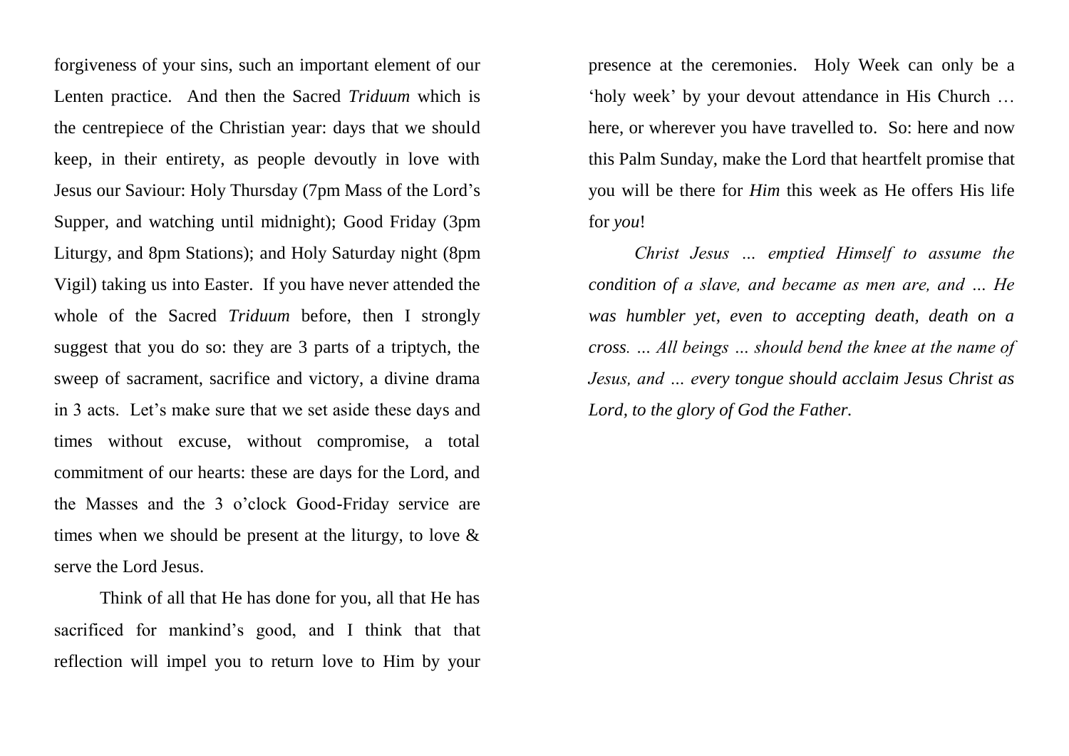forgiveness of your sins, such an important element of our Lenten practice. And then the Sacred *Triduum* which is the centrepiece of the Christian year: days that we should keep, in their entirety, as people devoutly in love with Jesus our Saviour: Holy Thursday (7pm Mass of the Lord's Supper, and watching until midnight); Good Friday (3pm Liturgy, and 8pm Stations); and Holy Saturday night (8pm Vigil) taking us into Easter. If you have never attended the whole of the Sacred *Triduum* before, then I strongly suggest that you do so: they are 3 parts of a triptych, the sweep of sacrament, sacrifice and victory, a divine drama in 3 acts. Let's make sure that we set aside these days and times without excuse, without compromise, a total commitment of our hearts: these are days for the Lord, and the Masses and the 3 o'clock Good-Friday service are times when we should be present at the liturgy, to love & serve the Lord Jesus.

Think of all that He has done for you, all that He has sacrificed for mankind's good, and I think that that reflection will impel you to return love to Him by your presence at the ceremonies. Holy Week can only be a 'holy week' by your devout attendance in His Church … here, or wherever you have travelled to. So: here and now this Palm Sunday, make the Lord that heartfelt promise that you will be there for *Him* this week as He offers His life for *you*!

*Christ Jesus … emptied Himself to assume the condition of a slave, and became as men are, and … He was humbler yet, even to accepting death, death on a cross. … All beings … should bend the knee at the name of Jesus, and … every tongue should acclaim Jesus Christ as Lord, to the glory of God the Father.*